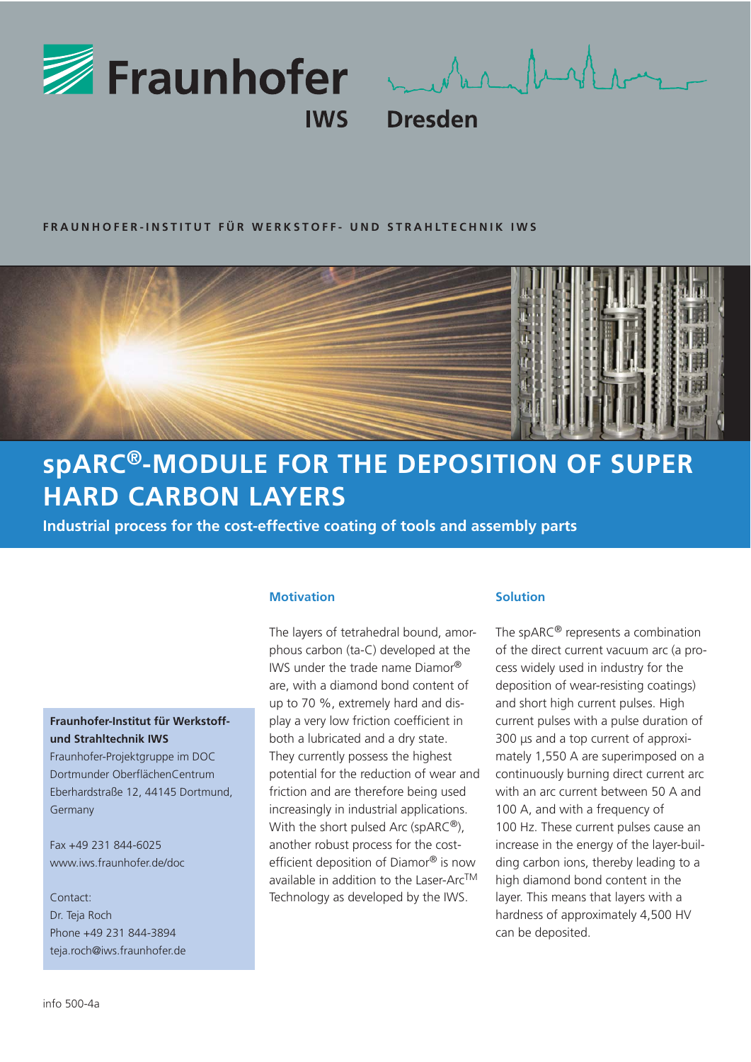Fraunhofer

IWS Dresden

FRAUNHOFER-INSTITUT FÜR WERKSTOFF- UND STRAHLTECHNIK IWS

# spARC®-MODULE FOR THE DEPOSITION OF SUPER HARD CARBON LAYERS

**Industrial process for the cost-effective coating of tools and assembly parts**

### Motivation

The layers of tetrahedral bound, amorphous carbon (ta-C) developed at the IWS under the trade name Diamor® are, with a diamond bond content of up to 70 %, extremely hard and display a very low friction coefficient in both a lubricated and a dry state. They currently possess the highest potential for the reduction of wear and friction and are therefore being used increasingly in industrial applications. With the short pulsed Arc (spARC®), another robust process for the cost-efficient deposition of Diamor® is now available in addition to the Laser-Arc™ Technology as developed by the IWS.

### Solution

The spARC® represents a combination of the direct current vacuum arc (a process widely used in industry for the deposition of wear-resisting coatings) and short high current pulses. High current pulses with a pulse duration of 300 µs and a top current of approximately 1,550 A are superimposed on a continuously burning direct current arc with an arc current between 50 A and 100 A, and with a frequency of 100 Hz. These current pulses cause an increase in the energy of the layer-building carbon ions, thereby leading to a high diamond bond content in the layer. This means that layers with a hardness of approximately 4,500 HV can be deposited.

**Fraunhofer-Institut für Werkstoff- und Strahltechnik IWS**
Fraunhofer-Projektgruppe im DOC
Dortmunder OberflächenCentrum
Eberhardstraße 12, 44145 Dortmund, Germany

Fax +49 231 844-6025
www.iws.fraunhofer.de/doc

Contact:
Dr. Teja Roch
Phone +49 231 844-3894
teja.roch@iws.fraunhofer.de

info 500-4a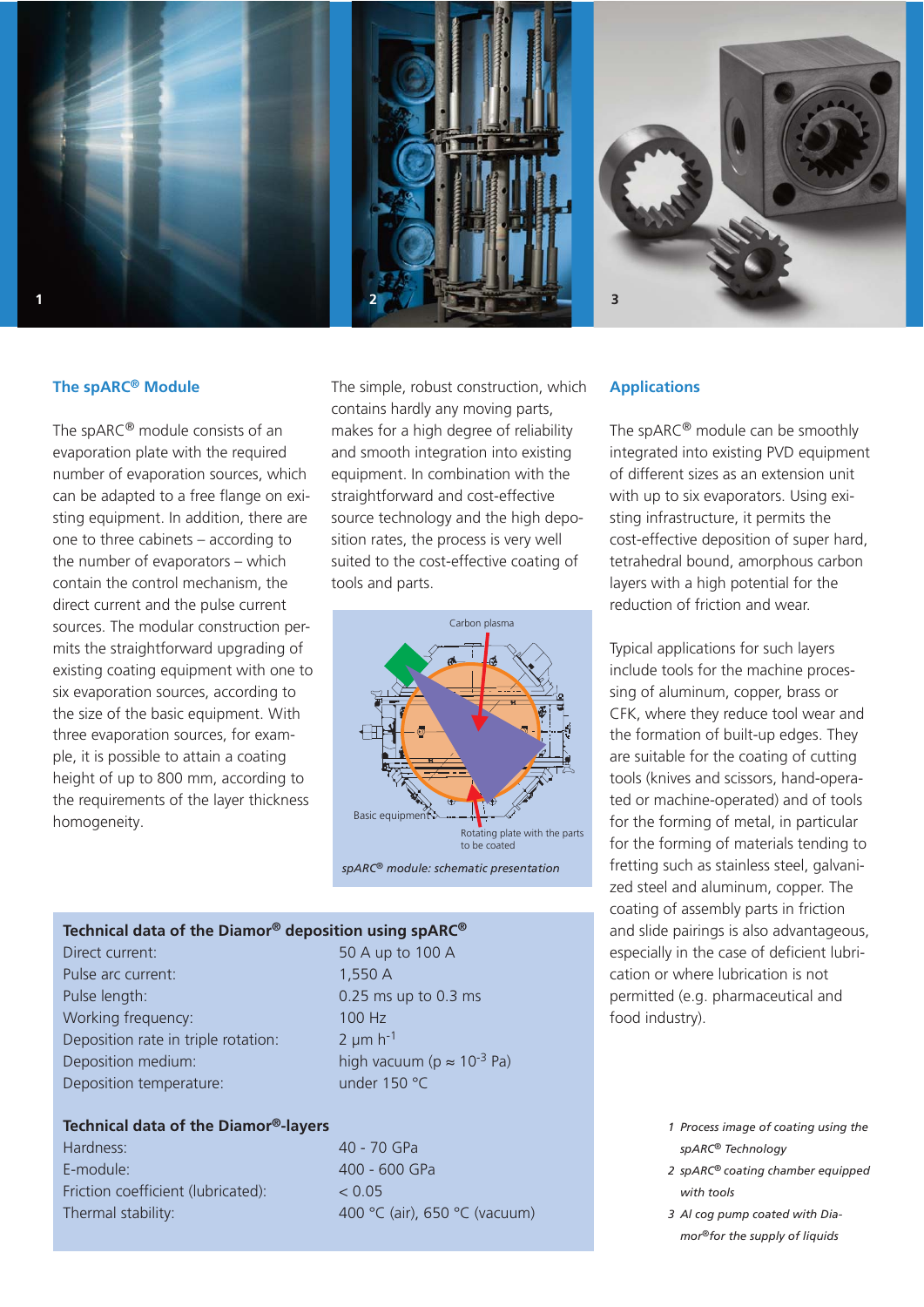## The spARC® Module

The spARC® module consists of an evaporation plate with the required number of evaporation sources, which can be adapted to a free flange on existing equipment. In addition, there are one to three cabinets – according to the number of evaporators – which contain the control mechanism, the direct current and the pulse current sources. The modular construction permits the straightforward upgrading of existing coating equipment with one to six evaporation sources, according to the size of the basic equipment. With three evaporation sources, for example, it is possible to attain a coating height of up to 800 mm, according to the requirements of the layer thickness homogeneity.

The simple, robust construction, which contains hardly any moving parts, makes for a high degree of reliability and smooth integration into existing equipment. In combination with the straightforward and cost-effective source technology and the high deposition rates, the process is very well suited to the cost-effective coating of tools and parts.

Carbon plasma

Basic equipment

Rotating plate with the parts to be coated

*spARC® module: schematic presentation*

### Technical data of the Diamor® deposition using spARC®

| | |
|---|---|
| Direct current: | 50 A up to 100 A |
| Pulse arc current: | 1,550 A |
| Pulse length: | 0.25 ms up to 0.3 ms |
| Working frequency: | 100 Hz |
| Deposition rate in triple rotation: | 2 µm $h^{-1}$ |
| Deposition medium: | high vacuum ($p \approx 10^{-3}$ Pa) |
| Deposition temperature: | under 150 °C |

### Technical data of the Diamor®-layers

| | |
|---|---|
| Hardness: | 40 - 70 GPa |
| E-module: | 400 - 600 GPa |
| Friction coefficient (lubricated): | < 0.05 |
| Thermal stability: | 400 °C (air), 650 °C (vacuum) |

## Applications

The spARC® module can be smoothly integrated into existing PVD equipment of different sizes as an extension unit with up to six evaporators. Using existing infrastructure, it permits the cost-effective deposition of super hard, tetrahedral bound, amorphous carbon layers with a high potential for the reduction of friction and wear.

Typical applications for such layers include tools for the machine processing of aluminum, copper, brass or CFK, where they reduce tool wear and the formation of built-up edges. They are suitable for the coating of cutting tools (knives and scissors, hand-operated or machine-operated) and of tools for the forming of metal, in particular for the forming of materials tending to fretting such as stainless steel, galvanized steel and aluminum, copper. The coating of assembly parts in friction and slide pairings is also advantageous, especially in the case of deficient lubrication or where lubrication is not permitted (e.g. pharmaceutical and food industry).

*1 Process image of coating using the spARC® Technology*

*2 spARC® coating chamber equipped with tools*

*3 Al cog pump coated with Diamor® for the supply of liquids*